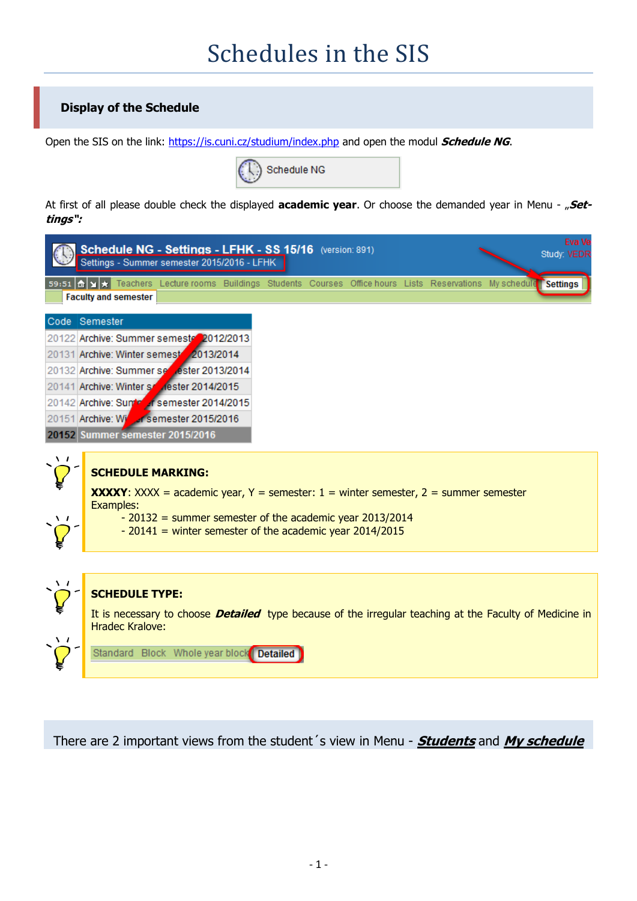# Schedules in the SIS

## Display of the Schedule

Open the SIS on the link: https://is.cuni.cz/studium/index.php and open the modul ***Schedule NG***.

Schedule NG

At first of all please double check the displayed **academic year**. Or choose the demanded year in Menu - „***Settings***"**:**

Schedule NG - Settings - LFHK - SS 15/16 (version: 891)
Settings - Summer semester 2015/2016 - LFHK

Teachers Lecture rooms Buildings Students Courses Office hours Lists Reservations My schedule **Settings**

Faculty and semester

| Code | Semester |
|---|---|
| 20122 | Archive: Summer semester 2012/2013 |
| 20131 | Archive: Winter semester 2013/2014 |
| 20132 | Archive: Summer semester 2013/2014 |
| 20141 | Archive: Winter semester 2014/2015 |
| 20142 | Archive: Summer semester 2014/2015 |
| 20151 | Archive: Winter semester 2015/2016 |
| **20152** | **Summer semester 2015/2016** |

**SCHEDULE MARKING:**

**XXXXY**: XXXX = academic year, Y = semester: 1 = winter semester, 2 = summer semester
Examples:
- 20132 = summer semester of the academic year 2013/2014
- 20141 = winter semester of the academic year 2014/2015

**SCHEDULE TYPE:**

It is necessary to choose ***Detailed*** type because of the irregular teaching at the Faculty of Medicine in Hradec Kralove:

Standard Block Whole year block **Detailed**

There are 2 important views from the student´s view in Menu - ***Students*** and ***My schedule***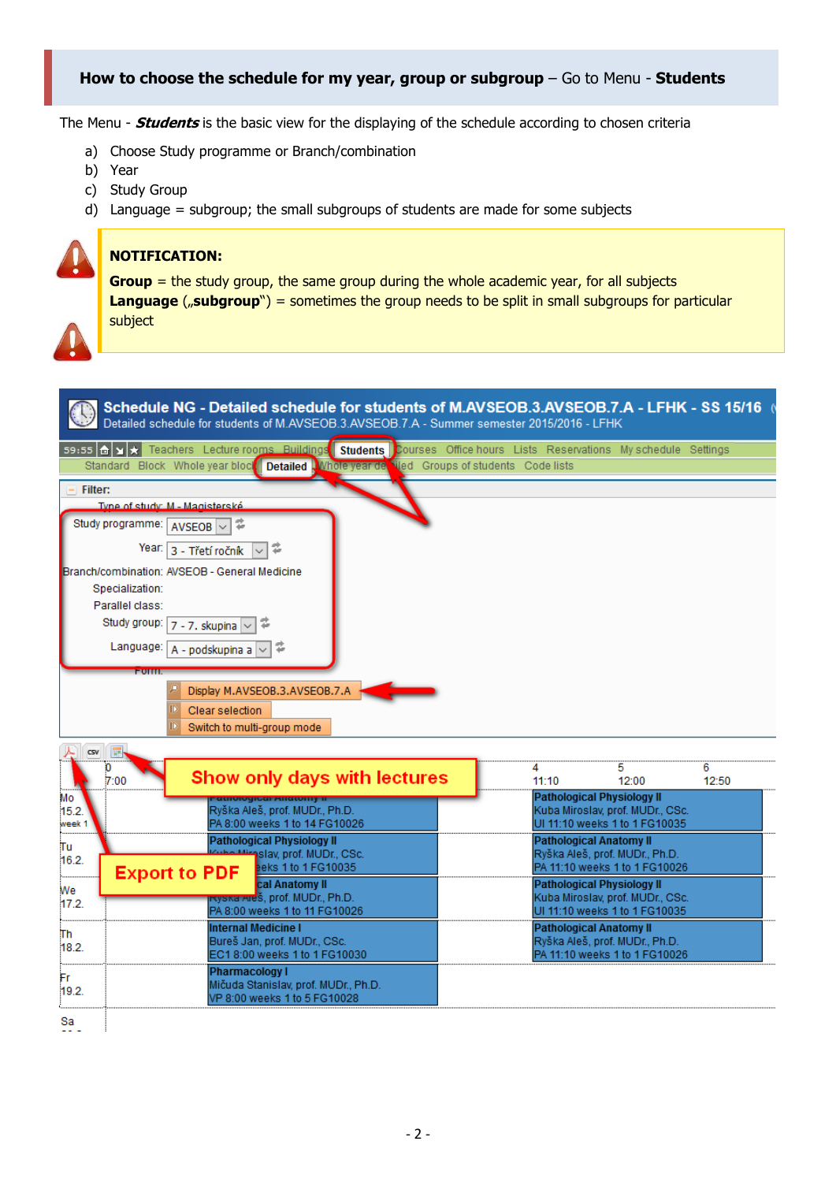## How to choose the schedule for my year, group or subgroup – Go to Menu - Students

The Menu - ***Students*** is the basic view for the displaying of the schedule according to chosen criteria

a) Choose Study programme or Branch/combination
b) Year
c) Study Group
d) Language = subgroup; the small subgroups of students are made for some subjects

> **NOTIFICATION:**
>
> **Group** = the study group, the same group during the whole academic year, for all subjects
> **Language** („**subgroup**") = sometimes the group needs to be split in small subgroups for particular subject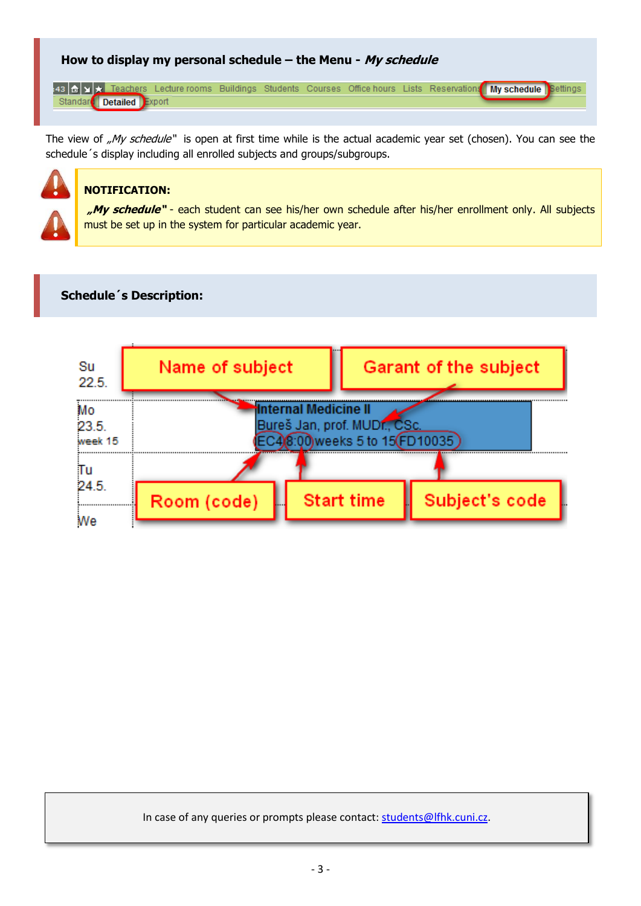## How to display my personal schedule – the Menu - *My schedule*

The view of *„My schedule"* is open at first time while is the actual academic year set (chosen). You can see the schedule´s display including all enrolled subjects and groups/subgroups.

**NOTIFICATION:**

***„My schedule"*** - each student can see his/her own schedule after his/her enrollment only. All subjects must be set up in the system for particular academic year.

## Schedule´s Description:

Su
22.5.

Name of subject

Garant of the subject

Mo
23.5.
week 15

Internal Medicine II
Bureš Jan, prof. MUDr., CSc.
EC4 8:00 weeks 5 to 15 FD10035

Tu
24.5.

Room (code)

Start time

Subject's code

We

In case of any queries or prompts please contact: students@lfhk.cuni.cz.